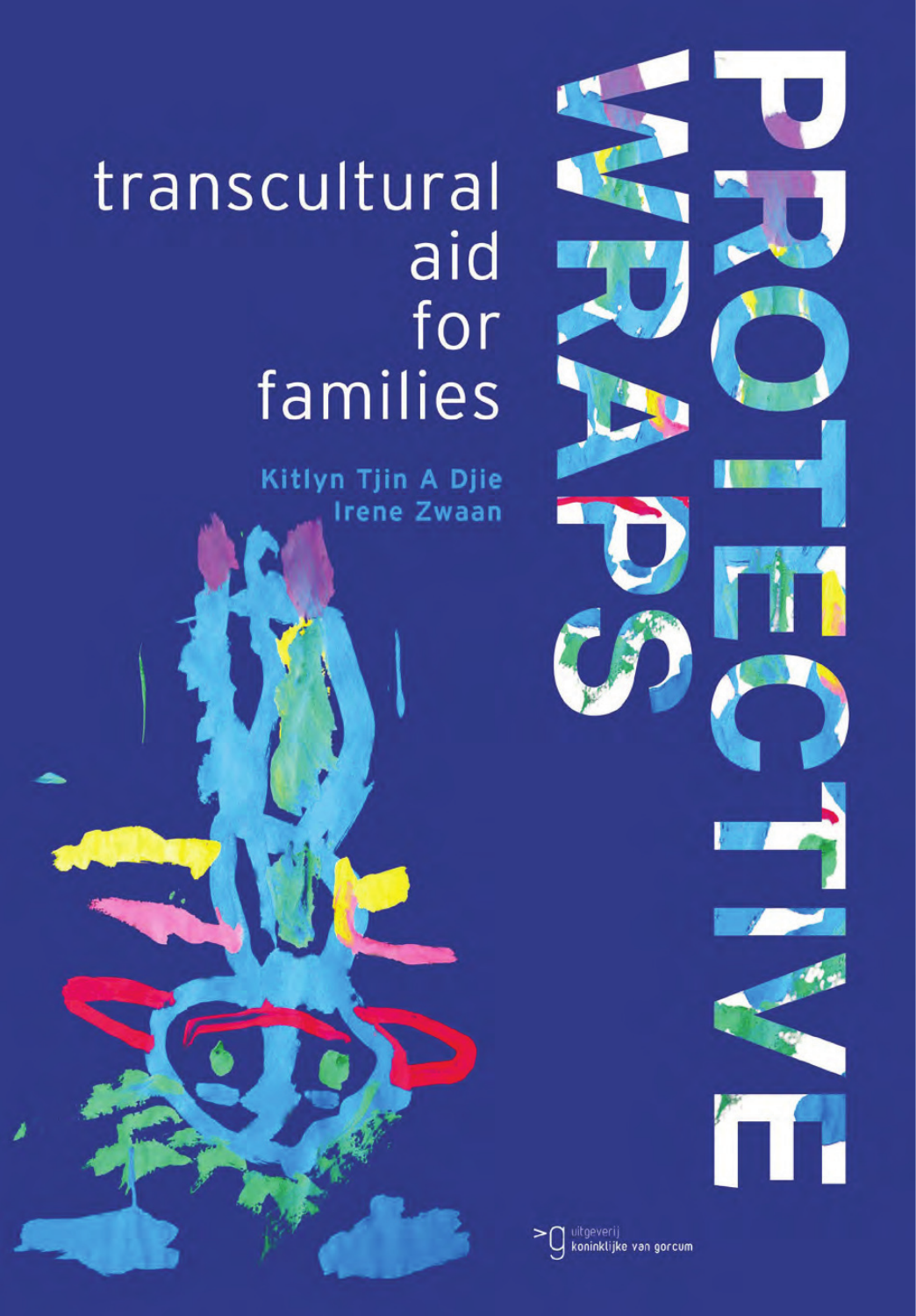# PROTECTIVE WRAPS

## transcultural aid for families

**Kitlyn Tjin A Djie**
**Irene Zwaan**

uitgeverij koninklijke van gorcum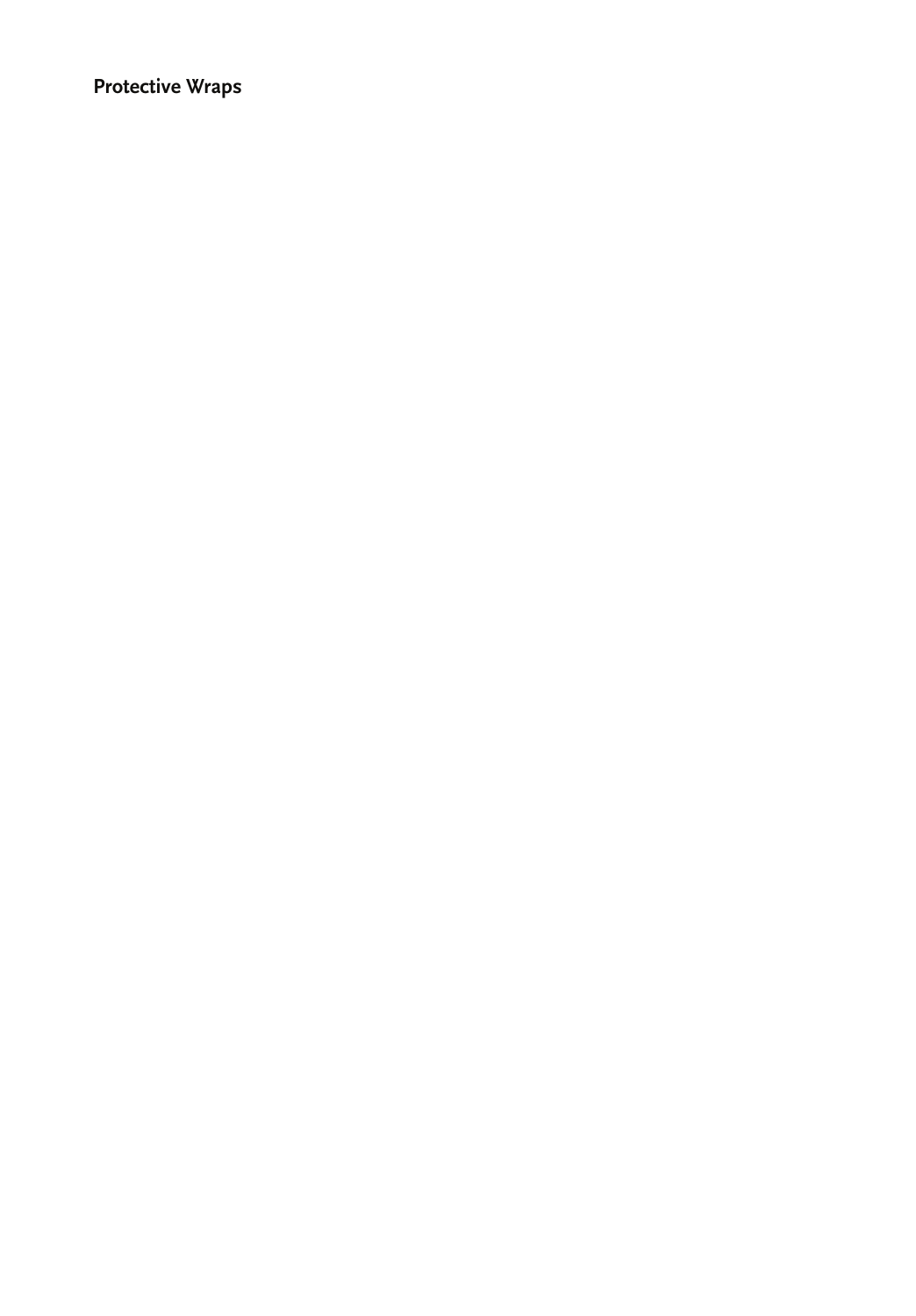## Protective Wraps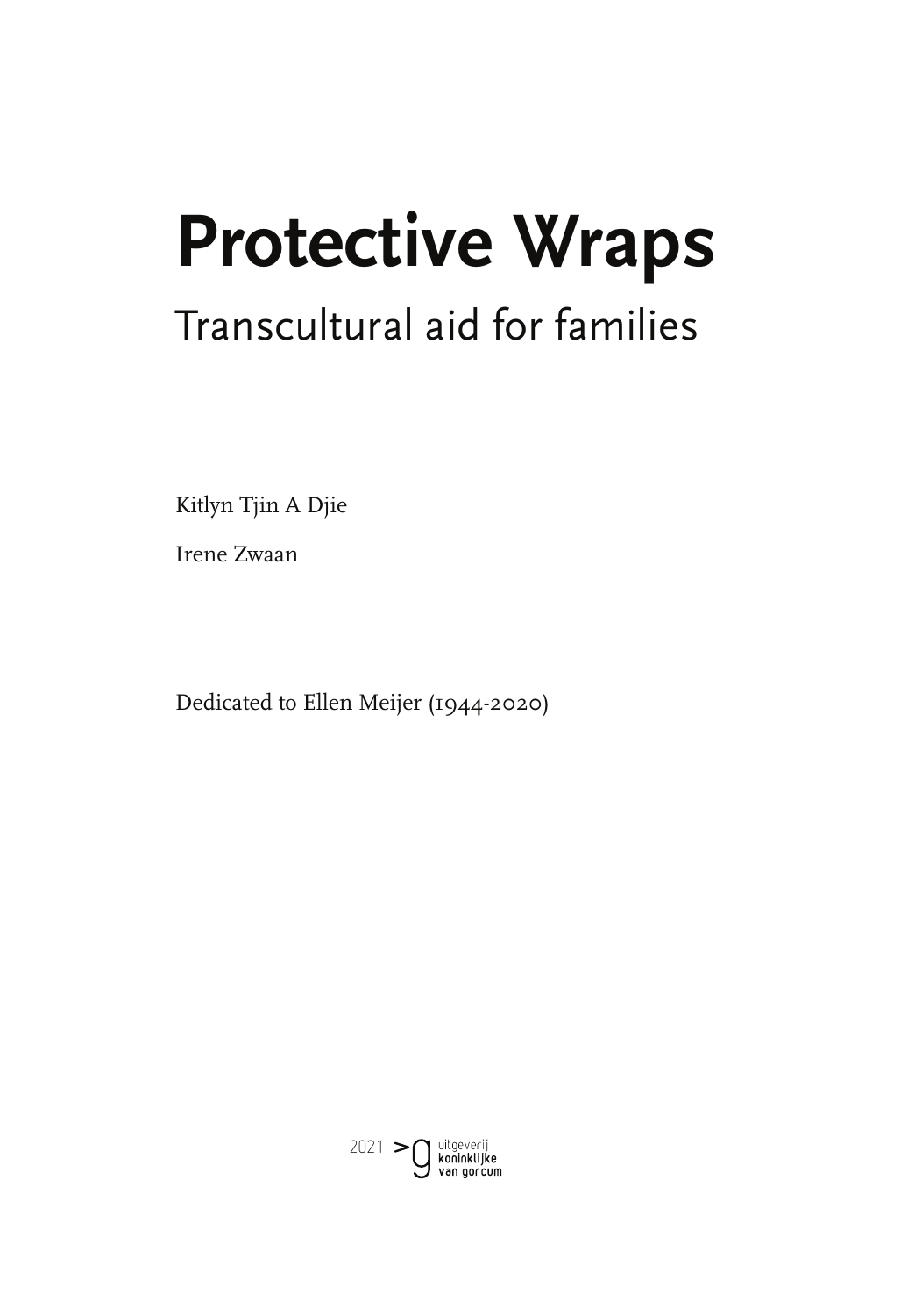# Protective Wraps

## Transcultural aid for families

Kitlyn Tjin A Djie

Irene Zwaan

Dedicated to Ellen Meijer (1944-2020)

2021 uitgeverij koninklijke van gorcum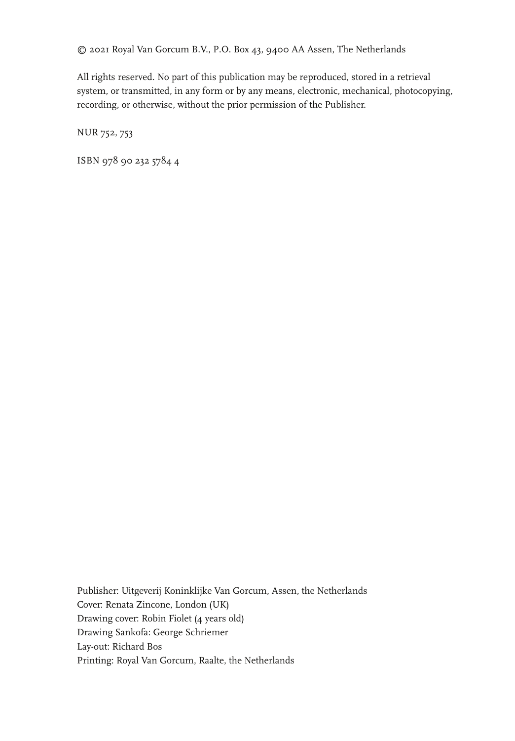© 2021 Royal Van Gorcum B.V., P.O. Box 43, 9400 AA Assen, The Netherlands

All rights reserved. No part of this publication may be reproduced, stored in a retrieval system, or transmitted, in any form or by any means, electronic, mechanical, photocopying, recording, or otherwise, without the prior permission of the Publisher.

NUR 752, 753

ISBN 978 90 232 5784 4

Publisher: Uitgeverij Koninklijke Van Gorcum, Assen, the Netherlands  
Cover: Renata Zincone, London (UK)  
Drawing cover: Robin Fiolet (4 years old)  
Drawing Sankofa: George Schriemer  
Lay-out: Richard Bos  
Printing: Royal Van Gorcum, Raalte, the Netherlands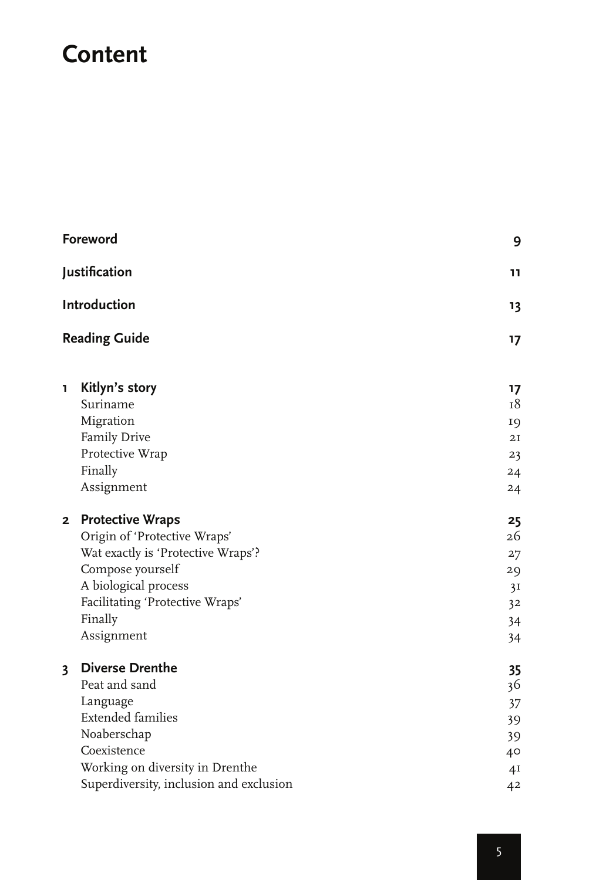# Content

| | | |
|---|---|---|
| **Foreword** | | **9** |
| **Justification** | | **11** |
| **Introduction** | | **13** |
| **Reading Guide** | | **17** |
| **1** | **Kitlyn's story** | **17** |
| | Suriname | 18 |
| | Migration | 19 |
| | Family Drive | 21 |
| | Protective Wrap | 23 |
| | Finally | 24 |
| | Assignment | 24 |
| **2** | **Protective Wraps** | **25** |
| | Origin of 'Protective Wraps' | 26 |
| | Wat exactly is 'Protective Wraps'? | 27 |
| | Compose yourself | 29 |
| | A biological process | 31 |
| | Facilitating 'Protective Wraps' | 32 |
| | Finally | 34 |
| | Assignment | 34 |
| **3** | **Diverse Drenthe** | **35** |
| | Peat and sand | 36 |
| | Language | 37 |
| | Extended families | 39 |
| | Noaberschap | 39 |
| | Coexistence | 40 |
| | Working on diversity in Drenthe | 41 |
| | Superdiversity, inclusion and exclusion | 42 |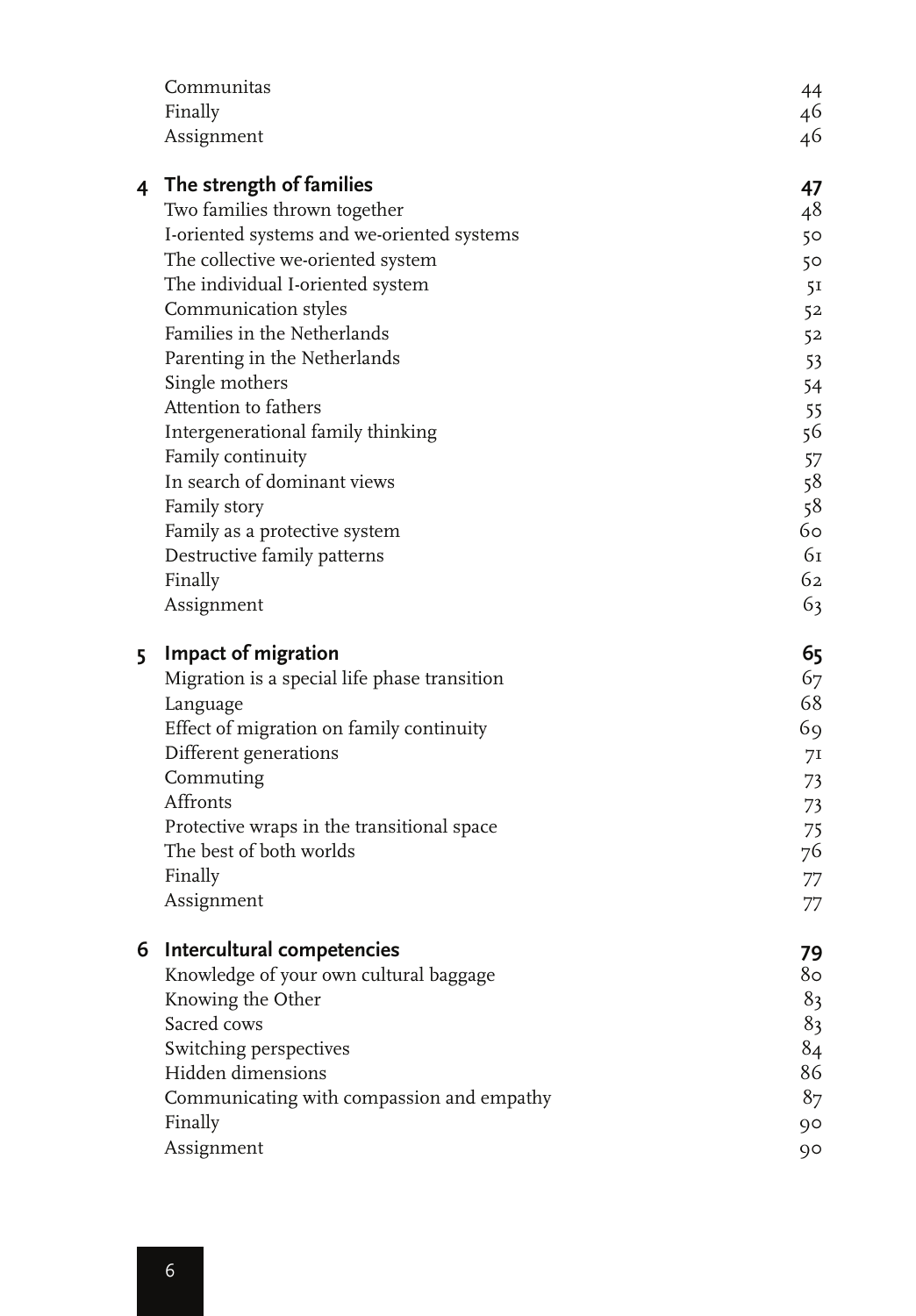Communitas 44
Finally 46
Assignment 46

**4 The strength of families** **47**

Two families thrown together 48
I-oriented systems and we-oriented systems 50
The collective we-oriented system 50
The individual I-oriented system 51
Communication styles 52
Families in the Netherlands 52
Parenting in the Netherlands 53
Single mothers 54
Attention to fathers 55
Intergenerational family thinking 56
Family continuity 57
In search of dominant views 58
Family story 58
Family as a protective system 60
Destructive family patterns 61
Finally 62
Assignment 63

**5 Impact of migration** **65**

Migration is a special life phase transition 67
Language 68
Effect of migration on family continuity 69
Different generations 71
Commuting 73
Affronts 73
Protective wraps in the transitional space 75
The best of both worlds 76
Finally 77
Assignment 77

**6 Intercultural competencies** **79**

Knowledge of your own cultural baggage 80
Knowing the Other 83
Sacred cows 83
Switching perspectives 84
Hidden dimensions 86
Communicating with compassion and empathy 87
Finally 90
Assignment 90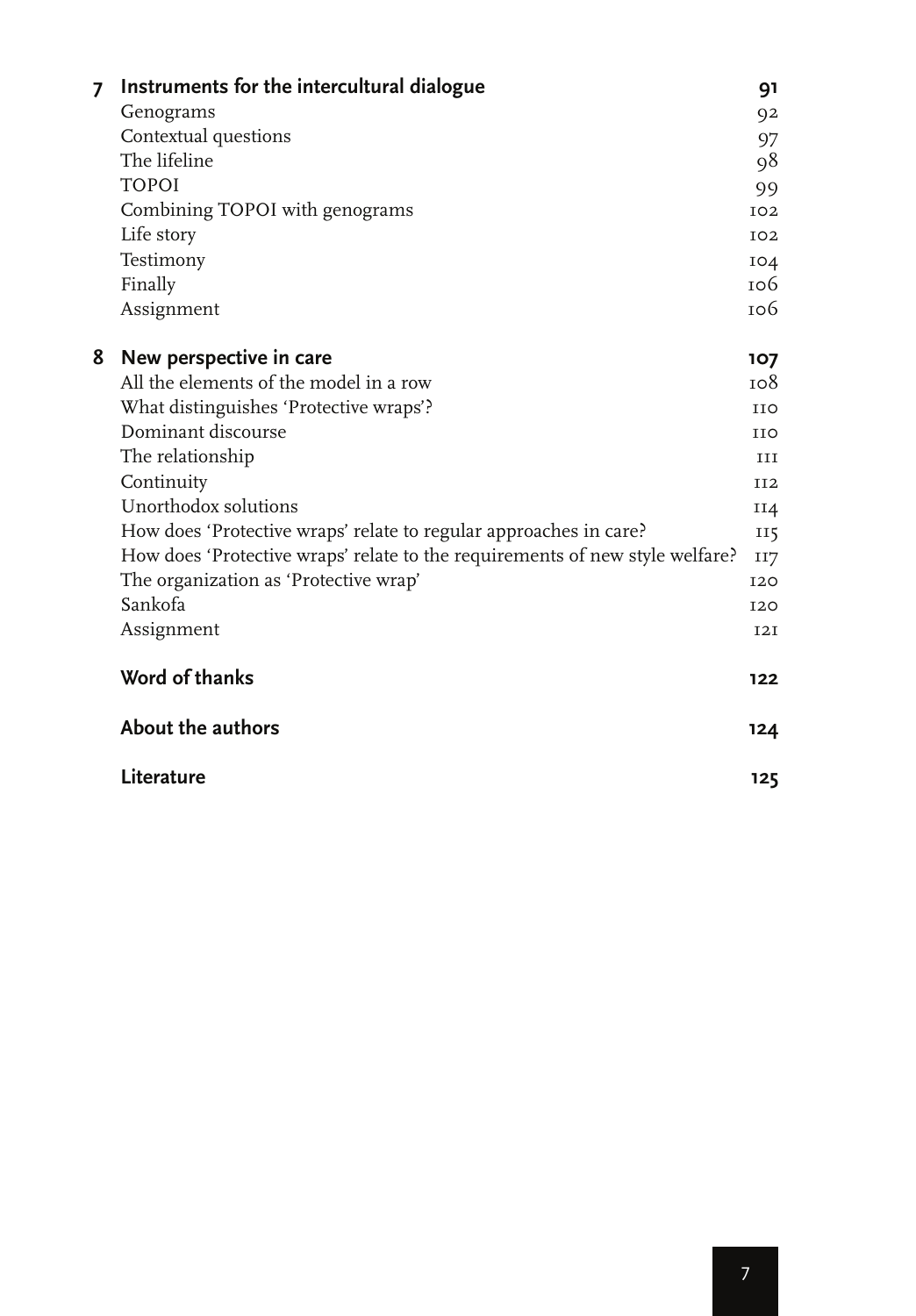| | | |
|---|---|---|
| **7** | **Instruments for the intercultural dialogue** | **91** |
| | Genograms | 92 |
| | Contextual questions | 97 |
| | The lifeline | 98 |
| | TOPOI | 99 |
| | Combining TOPOI with genograms | 102 |
| | Life story | 102 |
| | Testimony | 104 |
| | Finally | 106 |
| | Assignment | 106 |
| **8** | **New perspective in care** | **107** |
| | All the elements of the model in a row | 108 |
| | What distinguishes 'Protective wraps'? | 110 |
| | Dominant discourse | 110 |
| | The relationship | 111 |
| | Continuity | 112 |
| | Unorthodox solutions | 114 |
| | How does 'Protective wraps' relate to regular approaches in care? | 115 |
| | How does 'Protective wraps' relate to the requirements of new style welfare? | 117 |
| | The organization as 'Protective wrap' | 120 |
| | Sankofa | 120 |
| | Assignment | 121 |
| | **Word of thanks** | **122** |
| | **About the authors** | **124** |
| | **Literature** | **125** |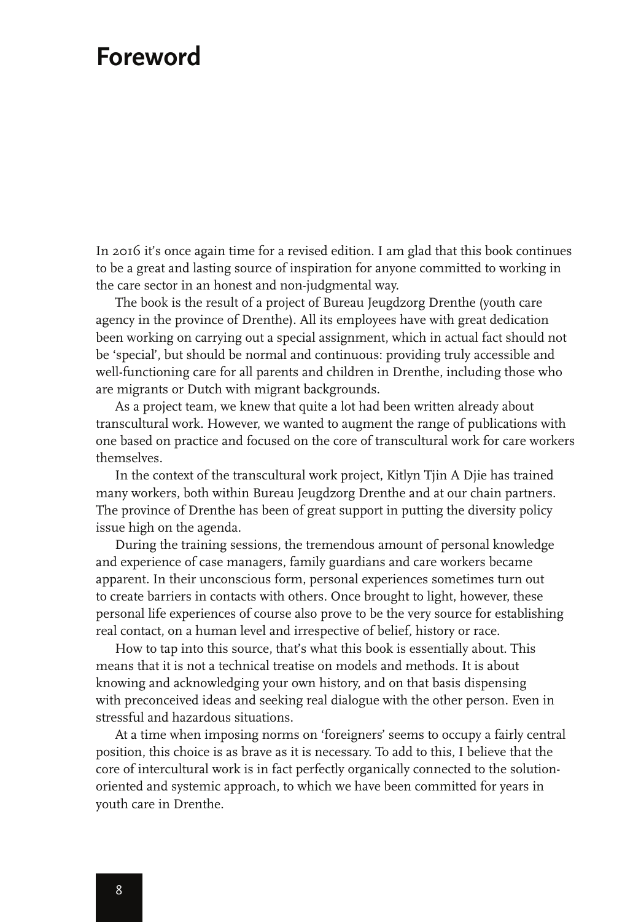# Foreword

In 2016 it's once again time for a revised edition. I am glad that this book continues to be a great and lasting source of inspiration for anyone committed to working in the care sector in an honest and non-judgmental way.

The book is the result of a project of Bureau Jeugdzorg Drenthe (youth care agency in the province of Drenthe). All its employees have with great dedication been working on carrying out a special assignment, which in actual fact should not be 'special', but should be normal and continuous: providing truly accessible and well-functioning care for all parents and children in Drenthe, including those who are migrants or Dutch with migrant backgrounds.

As a project team, we knew that quite a lot had been written already about transcultural work. However, we wanted to augment the range of publications with one based on practice and focused on the core of transcultural work for care workers themselves.

In the context of the transcultural work project, Kitlyn Tjin A Djie has trained many workers, both within Bureau Jeugdzorg Drenthe and at our chain partners. The province of Drenthe has been of great support in putting the diversity policy issue high on the agenda.

During the training sessions, the tremendous amount of personal knowledge and experience of case managers, family guardians and care workers became apparent. In their unconscious form, personal experiences sometimes turn out to create barriers in contacts with others. Once brought to light, however, these personal life experiences of course also prove to be the very source for establishing real contact, on a human level and irrespective of belief, history or race.

How to tap into this source, that's what this book is essentially about. This means that it is not a technical treatise on models and methods. It is about knowing and acknowledging your own history, and on that basis dispensing with preconceived ideas and seeking real dialogue with the other person. Even in stressful and hazardous situations.

At a time when imposing norms on 'foreigners' seems to occupy a fairly central position, this choice is as brave as it is necessary. To add to this, I believe that the core of intercultural work is in fact perfectly organically connected to the solution-oriented and systemic approach, to which we have been committed for years in youth care in Drenthe.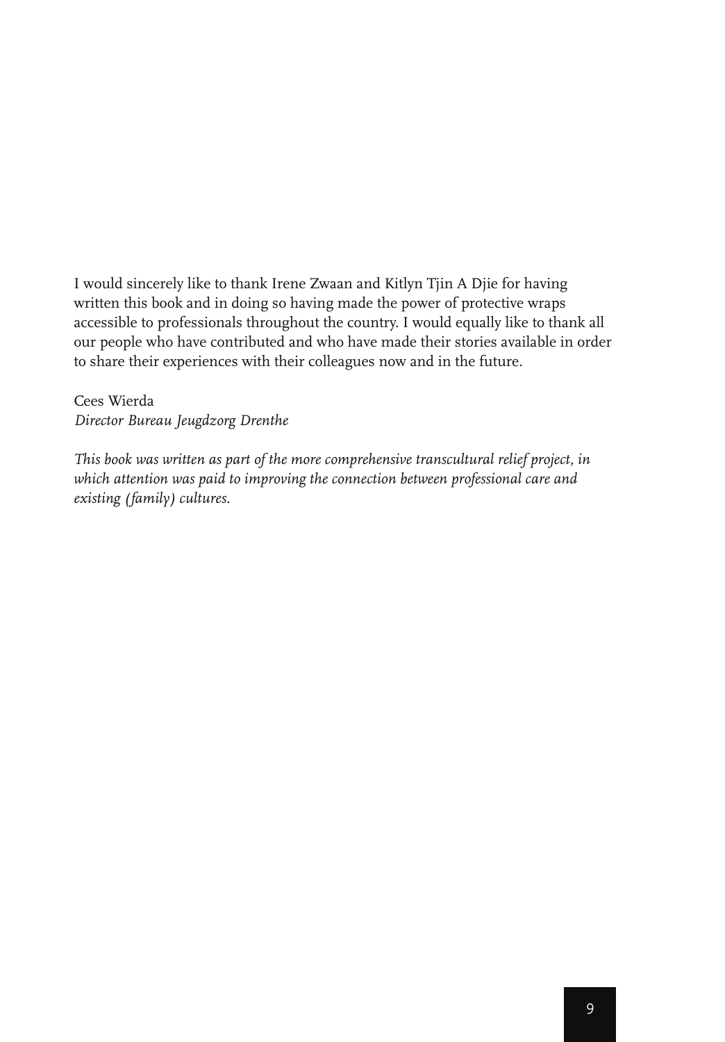I would sincerely like to thank Irene Zwaan and Kitlyn Tjin A Djie for having written this book and in doing so having made the power of protective wraps accessible to professionals throughout the country. I would equally like to thank all our people who have contributed and who have made their stories available in order to share their experiences with their colleagues now and in the future.

Cees Wierda
*Director Bureau Jeugdzorg Drenthe*

*This book was written as part of the more comprehensive transcultural relief project, in which attention was paid to improving the connection between professional care and existing (family) cultures.*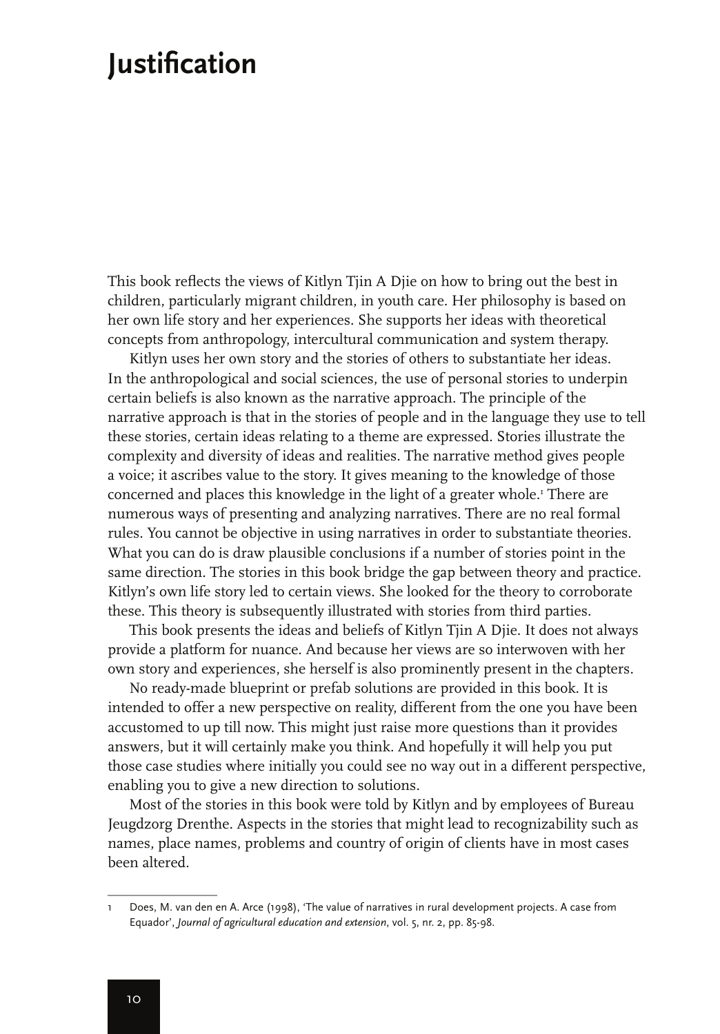# Justification

This book reflects the views of Kitlyn Tjin A Djie on how to bring out the best in children, particularly migrant children, in youth care. Her philosophy is based on her own life story and her experiences. She supports her ideas with theoretical concepts from anthropology, intercultural communication and system therapy.

Kitlyn uses her own story and the stories of others to substantiate her ideas. In the anthropological and social sciences, the use of personal stories to underpin certain beliefs is also known as the narrative approach. The principle of the narrative approach is that in the stories of people and in the language they use to tell these stories, certain ideas relating to a theme are expressed. Stories illustrate the complexity and diversity of ideas and realities. The narrative method gives people a voice; it ascribes value to the story. It gives meaning to the knowledge of those concerned and places this knowledge in the light of a greater whole.[1] There are numerous ways of presenting and analyzing narratives. There are no real formal rules. You cannot be objective in using narratives in order to substantiate theories. What you can do is draw plausible conclusions if a number of stories point in the same direction. The stories in this book bridge the gap between theory and practice. Kitlyn's own life story led to certain views. She looked for the theory to corroborate these. This theory is subsequently illustrated with stories from third parties.

This book presents the ideas and beliefs of Kitlyn Tjin A Djie. It does not always provide a platform for nuance. And because her views are so interwoven with her own story and experiences, she herself is also prominently present in the chapters.

No ready-made blueprint or prefab solutions are provided in this book. It is intended to offer a new perspective on reality, different from the one you have been accustomed to up till now. This might just raise more questions than it provides answers, but it will certainly make you think. And hopefully it will help you put those case studies where initially you could see no way out in a different perspective, enabling you to give a new direction to solutions.

Most of the stories in this book were told by Kitlyn and by employees of Bureau Jeugdzorg Drenthe. Aspects in the stories that might lead to recognizability such as names, place names, problems and country of origin of clients have in most cases been altered.

---

1 Does, M. van den en A. Arce (1998), 'The value of narratives in rural development projects. A case from Equador', *Journal of agricultural education and extension*, vol. 5, nr. 2, pp. 85-98.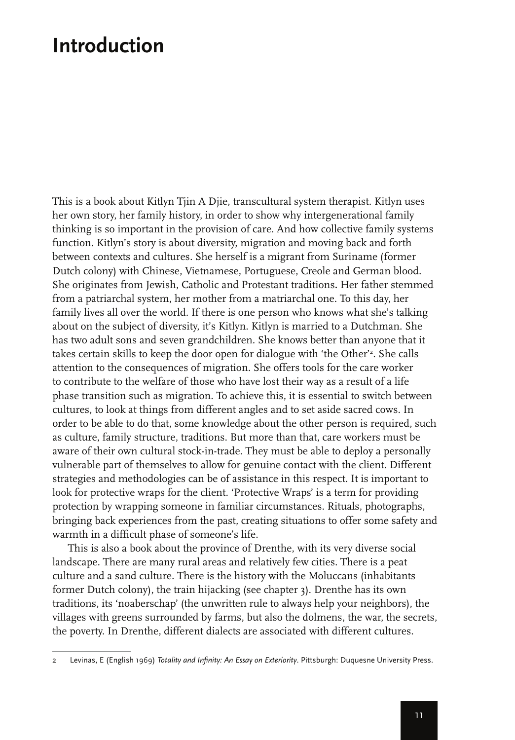# Introduction

This is a book about Kitlyn Tjin A Djie, transcultural system therapist. Kitlyn uses her own story, her family history, in order to show why intergenerational family thinking is so important in the provision of care. And how collective family systems function. Kitlyn's story is about diversity, migration and moving back and forth between contexts and cultures. She herself is a migrant from Suriname (former Dutch colony) with Chinese, Vietnamese, Portuguese, Creole and German blood. She originates from Jewish, Catholic and Protestant traditions. Her father stemmed from a patriarchal system, her mother from a matriarchal one. To this day, her family lives all over the world. If there is one person who knows what she's talking about on the subject of diversity, it's Kitlyn. Kitlyn is married to a Dutchman. She has two adult sons and seven grandchildren. She knows better than anyone that it takes certain skills to keep the door open for dialogue with 'the Other'[2]. She calls attention to the consequences of migration. She offers tools for the care worker to contribute to the welfare of those who have lost their way as a result of a life phase transition such as migration. To achieve this, it is essential to switch between cultures, to look at things from different angles and to set aside sacred cows. In order to be able to do that, some knowledge about the other person is required, such as culture, family structure, traditions. But more than that, care workers must be aware of their own cultural stock-in-trade. They must be able to deploy a personally vulnerable part of themselves to allow for genuine contact with the client. Different strategies and methodologies can be of assistance in this respect. It is important to look for protective wraps for the client. 'Protective Wraps' is a term for providing protection by wrapping someone in familiar circumstances. Rituals, photographs, bringing back experiences from the past, creating situations to offer some safety and warmth in a difficult phase of someone's life.

This is also a book about the province of Drenthe, with its very diverse social landscape. There are many rural areas and relatively few cities. There is a peat culture and a sand culture. There is the history with the Moluccans (inhabitants former Dutch colony), the train hijacking (see chapter 3). Drenthe has its own traditions, its 'noaberschap' (the unwritten rule to always help your neighbors), the villages with greens surrounded by farms, but also the dolmens, the war, the secrets, the poverty. In Drenthe, different dialects are associated with different cultures.

---

2 Levinas, E (English 1969) *Totality and Infinity: An Essay on Exteriority*. Pittsburgh: Duquesne University Press.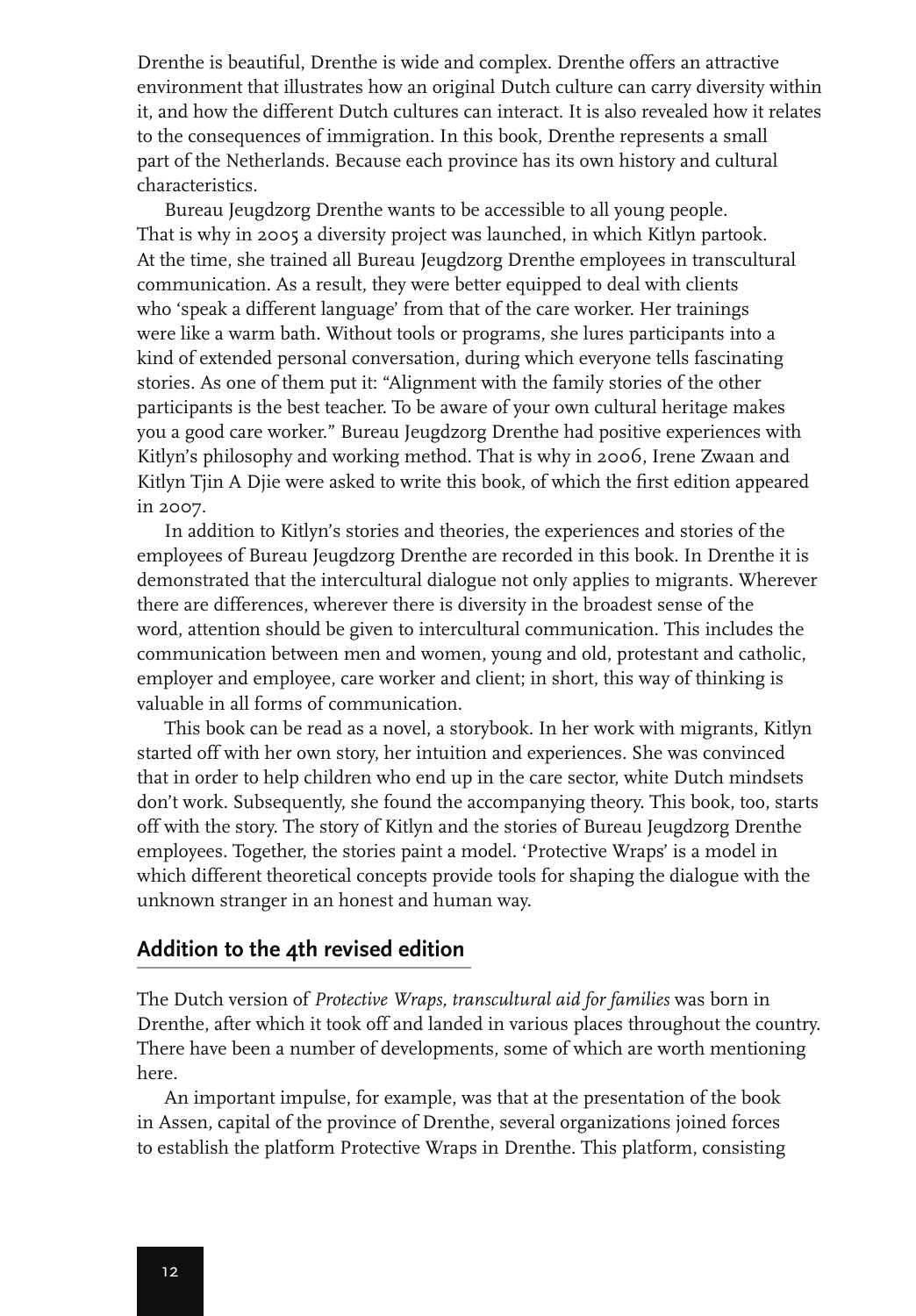Drenthe is beautiful, Drenthe is wide and complex. Drenthe offers an attractive environment that illustrates how an original Dutch culture can carry diversity within it, and how the different Dutch cultures can interact. It is also revealed how it relates to the consequences of immigration. In this book, Drenthe represents a small part of the Netherlands. Because each province has its own history and cultural characteristics.

Bureau Jeugdzorg Drenthe wants to be accessible to all young people. That is why in 2005 a diversity project was launched, in which Kitlyn partook. At the time, she trained all Bureau Jeugdzorg Drenthe employees in transcultural communication. As a result, they were better equipped to deal with clients who 'speak a different language' from that of the care worker. Her trainings were like a warm bath. Without tools or programs, she lures participants into a kind of extended personal conversation, during which everyone tells fascinating stories. As one of them put it: "Alignment with the family stories of the other participants is the best teacher. To be aware of your own cultural heritage makes you a good care worker." Bureau Jeugdzorg Drenthe had positive experiences with Kitlyn's philosophy and working method. That is why in 2006, Irene Zwaan and Kitlyn Tjin A Djie were asked to write this book, of which the first edition appeared in 2007.

In addition to Kitlyn's stories and theories, the experiences and stories of the employees of Bureau Jeugdzorg Drenthe are recorded in this book. In Drenthe it is demonstrated that the intercultural dialogue not only applies to migrants. Wherever there are differences, wherever there is diversity in the broadest sense of the word, attention should be given to intercultural communication. This includes the communication between men and women, young and old, protestant and catholic, employer and employee, care worker and client; in short, this way of thinking is valuable in all forms of communication.

This book can be read as a novel, a storybook. In her work with migrants, Kitlyn started off with her own story, her intuition and experiences. She was convinced that in order to help children who end up in the care sector, white Dutch mindsets don't work. Subsequently, she found the accompanying theory. This book, too, starts off with the story. The story of Kitlyn and the stories of Bureau Jeugdzorg Drenthe employees. Together, the stories paint a model. 'Protective Wraps' is a model in which different theoretical concepts provide tools for shaping the dialogue with the unknown stranger in an honest and human way.

## Addition to the 4th revised edition

The Dutch version of *Protective Wraps, transcultural aid for families* was born in Drenthe, after which it took off and landed in various places throughout the country. There have been a number of developments, some of which are worth mentioning here.

An important impulse, for example, was that at the presentation of the book in Assen, capital of the province of Drenthe, several organizations joined forces to establish the platform Protective Wraps in Drenthe. This platform, consisting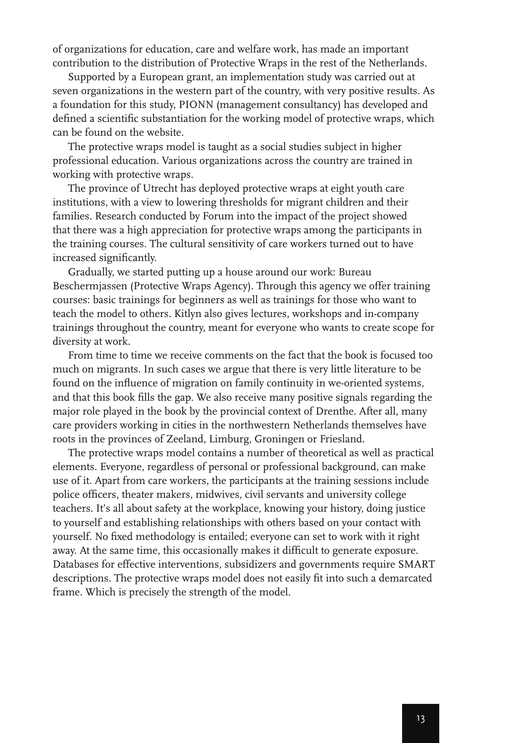of organizations for education, care and welfare work, has made an important contribution to the distribution of Protective Wraps in the rest of the Netherlands.

Supported by a European grant, an implementation study was carried out at seven organizations in the western part of the country, with very positive results. As a foundation for this study, PIONN (management consultancy) has developed and defined a scientific substantiation for the working model of protective wraps, which can be found on the website.

The protective wraps model is taught as a social studies subject in higher professional education. Various organizations across the country are trained in working with protective wraps.

The province of Utrecht has deployed protective wraps at eight youth care institutions, with a view to lowering thresholds for migrant children and their families. Research conducted by Forum into the impact of the project showed that there was a high appreciation for protective wraps among the participants in the training courses. The cultural sensitivity of care workers turned out to have increased significantly.

Gradually, we started putting up a house around our work: Bureau Beschermjassen (Protective Wraps Agency). Through this agency we offer training courses: basic trainings for beginners as well as trainings for those who want to teach the model to others. Kitlyn also gives lectures, workshops and in-company trainings throughout the country, meant for everyone who wants to create scope for diversity at work.

From time to time we receive comments on the fact that the book is focused too much on migrants. In such cases we argue that there is very little literature to be found on the influence of migration on family continuity in we-oriented systems, and that this book fills the gap. We also receive many positive signals regarding the major role played in the book by the provincial context of Drenthe. After all, many care providers working in cities in the northwestern Netherlands themselves have roots in the provinces of Zeeland, Limburg, Groningen or Friesland.

The protective wraps model contains a number of theoretical as well as practical elements. Everyone, regardless of personal or professional background, can make use of it. Apart from care workers, the participants at the training sessions include police officers, theater makers, midwives, civil servants and university college teachers. It's all about safety at the workplace, knowing your history, doing justice to yourself and establishing relationships with others based on your contact with yourself. No fixed methodology is entailed; everyone can set to work with it right away. At the same time, this occasionally makes it difficult to generate exposure. Databases for effective interventions, subsidizers and governments require SMART descriptions. The protective wraps model does not easily fit into such a demarcated frame. Which is precisely the strength of the model.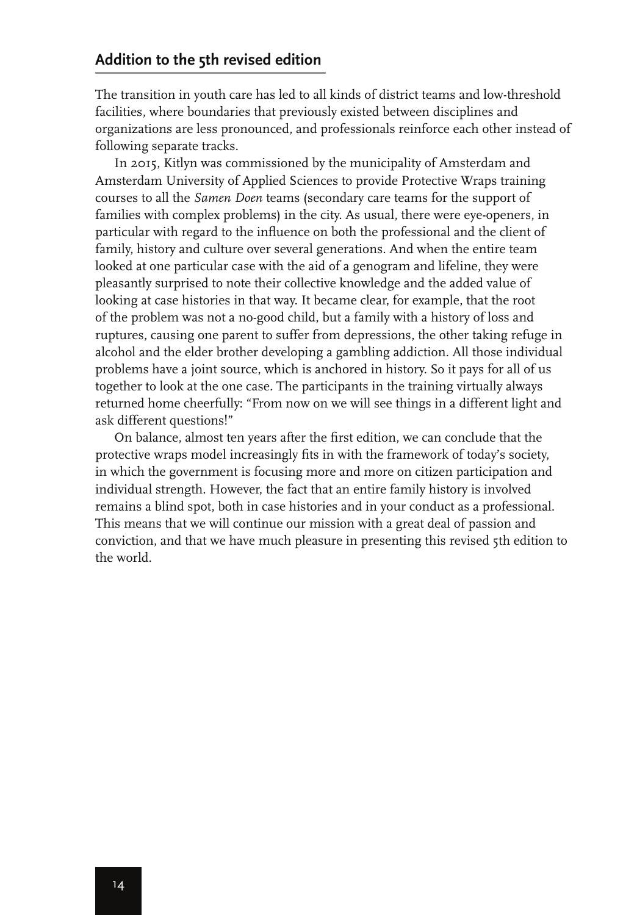## Addition to the 5th revised edition

The transition in youth care has led to all kinds of district teams and low-threshold facilities, where boundaries that previously existed between disciplines and organizations are less pronounced, and professionals reinforce each other instead of following separate tracks.

In 2015, Kitlyn was commissioned by the municipality of Amsterdam and Amsterdam University of Applied Sciences to provide Protective Wraps training courses to all the *Samen Doen* teams (secondary care teams for the support of families with complex problems) in the city. As usual, there were eye-openers, in particular with regard to the influence on both the professional and the client of family, history and culture over several generations. And when the entire team looked at one particular case with the aid of a genogram and lifeline, they were pleasantly surprised to note their collective knowledge and the added value of looking at case histories in that way. It became clear, for example, that the root of the problem was not a no-good child, but a family with a history of loss and ruptures, causing one parent to suffer from depressions, the other taking refuge in alcohol and the elder brother developing a gambling addiction. All those individual problems have a joint source, which is anchored in history. So it pays for all of us together to look at the one case. The participants in the training virtually always returned home cheerfully: "From now on we will see things in a different light and ask different questions!"

On balance, almost ten years after the first edition, we can conclude that the protective wraps model increasingly fits in with the framework of today's society, in which the government is focusing more and more on citizen participation and individual strength. However, the fact that an entire family history is involved remains a blind spot, both in case histories and in your conduct as a professional. This means that we will continue our mission with a great deal of passion and conviction, and that we have much pleasure in presenting this revised 5th edition to the world.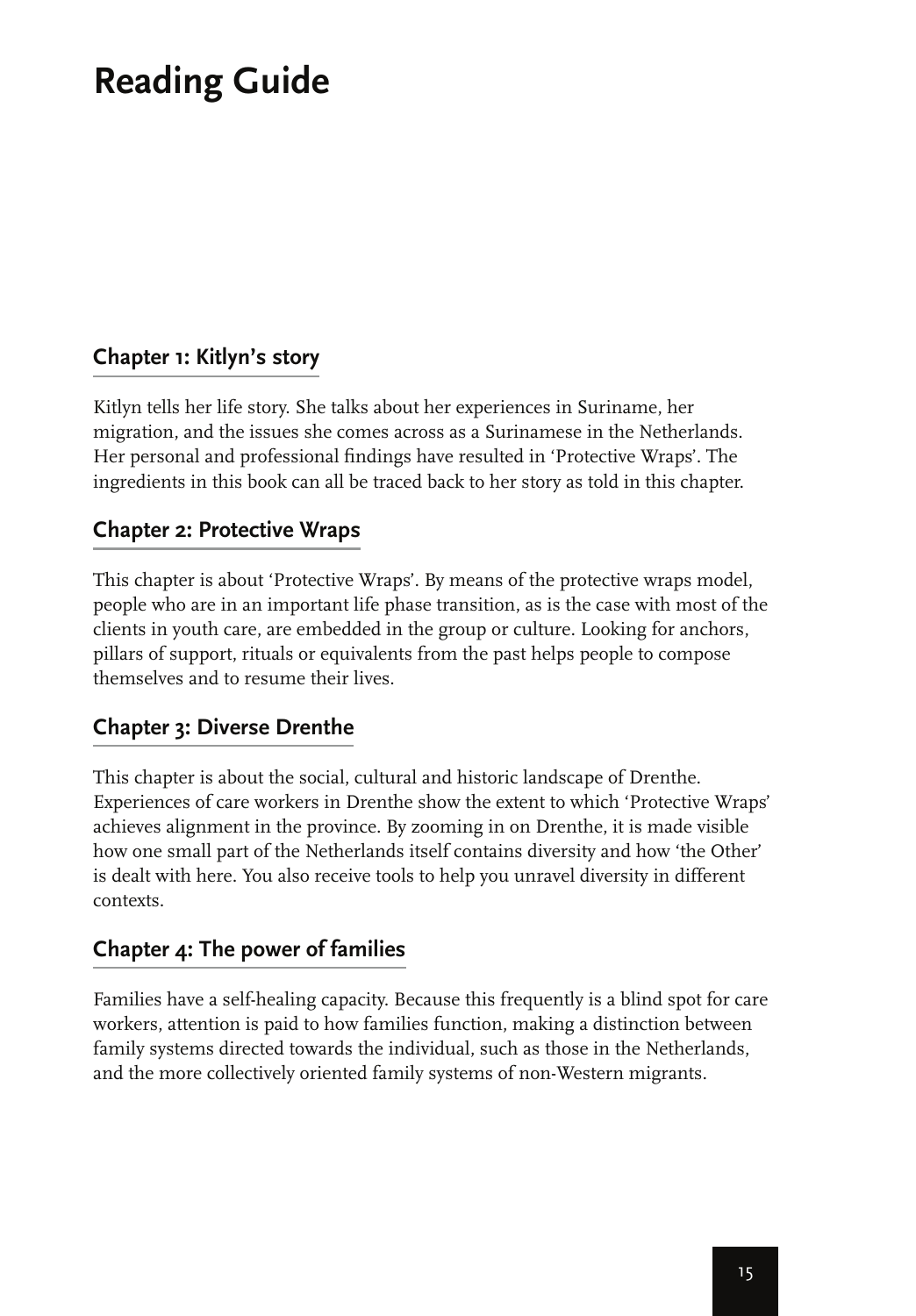# Reading Guide

## Chapter 1: Kitlyn's story

Kitlyn tells her life story. She talks about her experiences in Suriname, her migration, and the issues she comes across as a Surinamese in the Netherlands. Her personal and professional findings have resulted in 'Protective Wraps'. The ingredients in this book can all be traced back to her story as told in this chapter.

## Chapter 2: Protective Wraps

This chapter is about 'Protective Wraps'. By means of the protective wraps model, people who are in an important life phase transition, as is the case with most of the clients in youth care, are embedded in the group or culture. Looking for anchors, pillars of support, rituals or equivalents from the past helps people to compose themselves and to resume their lives.

## Chapter 3: Diverse Drenthe

This chapter is about the social, cultural and historic landscape of Drenthe. Experiences of care workers in Drenthe show the extent to which 'Protective Wraps' achieves alignment in the province. By zooming in on Drenthe, it is made visible how one small part of the Netherlands itself contains diversity and how 'the Other' is dealt with here. You also receive tools to help you unravel diversity in different contexts.

## Chapter 4: The power of families

Families have a self-healing capacity. Because this frequently is a blind spot for care workers, attention is paid to how families function, making a distinction between family systems directed towards the individual, such as those in the Netherlands, and the more collectively oriented family systems of non-Western migrants.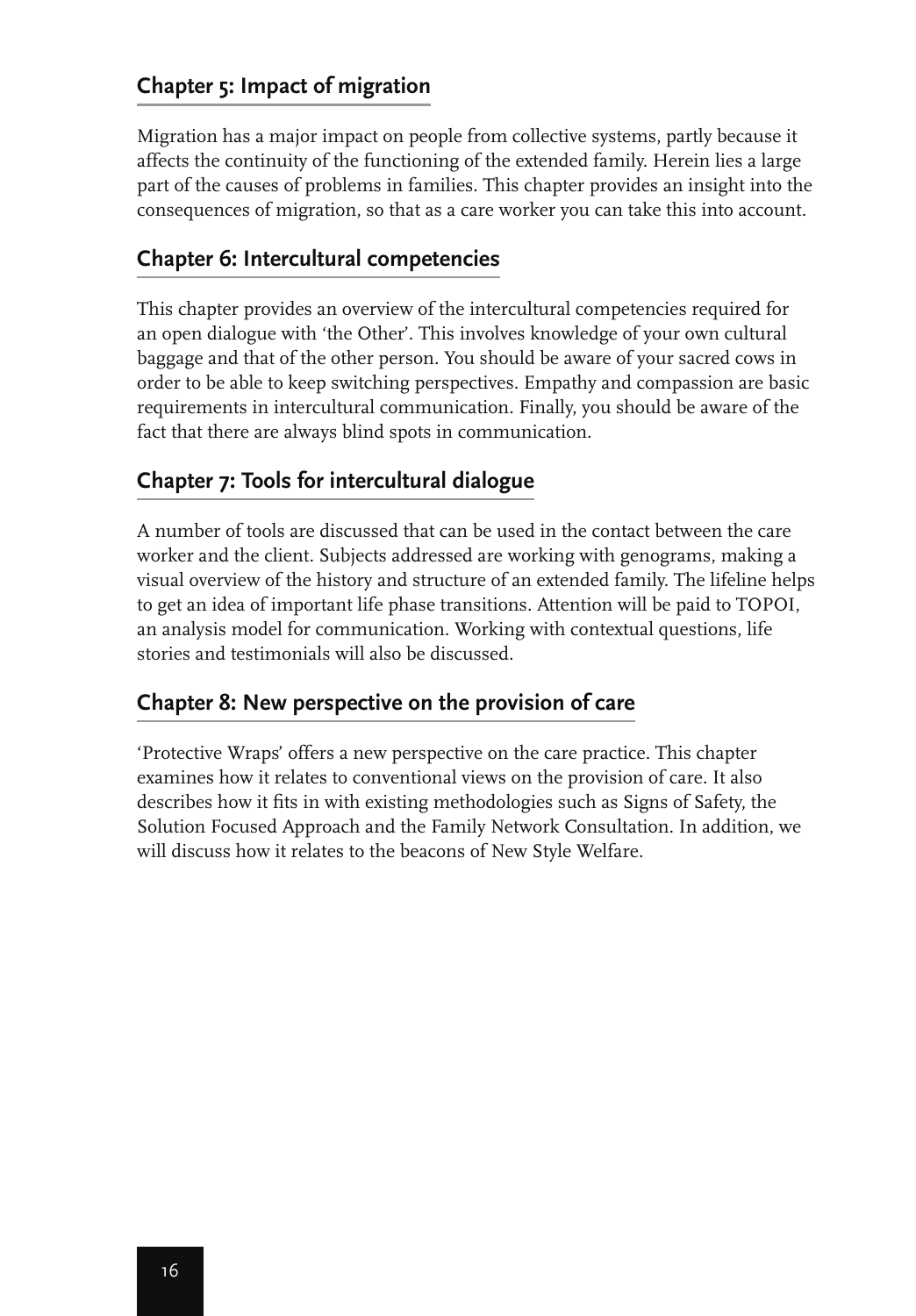## Chapter 5: Impact of migration

Migration has a major impact on people from collective systems, partly because it affects the continuity of the functioning of the extended family. Herein lies a large part of the causes of problems in families. This chapter provides an insight into the consequences of migration, so that as a care worker you can take this into account.

## Chapter 6: Intercultural competencies

This chapter provides an overview of the intercultural competencies required for an open dialogue with 'the Other'. This involves knowledge of your own cultural baggage and that of the other person. You should be aware of your sacred cows in order to be able to keep switching perspectives. Empathy and compassion are basic requirements in intercultural communication. Finally, you should be aware of the fact that there are always blind spots in communication.

## Chapter 7: Tools for intercultural dialogue

A number of tools are discussed that can be used in the contact between the care worker and the client. Subjects addressed are working with genograms, making a visual overview of the history and structure of an extended family. The lifeline helps to get an idea of important life phase transitions. Attention will be paid to TOPOI, an analysis model for communication. Working with contextual questions, life stories and testimonials will also be discussed.

## Chapter 8: New perspective on the provision of care

'Protective Wraps' offers a new perspective on the care practice. This chapter examines how it relates to conventional views on the provision of care. It also describes how it fits in with existing methodologies such as Signs of Safety, the Solution Focused Approach and the Family Network Consultation. In addition, we will discuss how it relates to the beacons of New Style Welfare.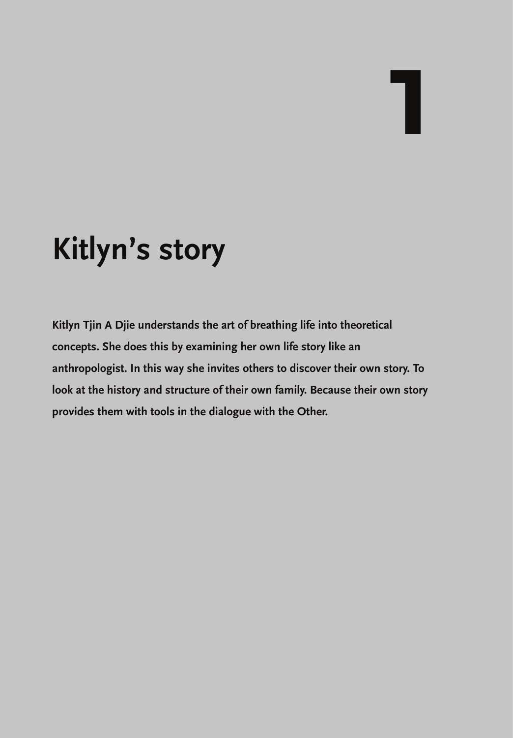# 1

# Kitlyn's story

**Kitlyn Tjin A Djie understands the art of breathing life into theoretical concepts. She does this by examining her own life story like an anthropologist. In this way she invites others to discover their own story. To look at the history and structure of their own family. Because their own story provides them with tools in the dialogue with the Other.**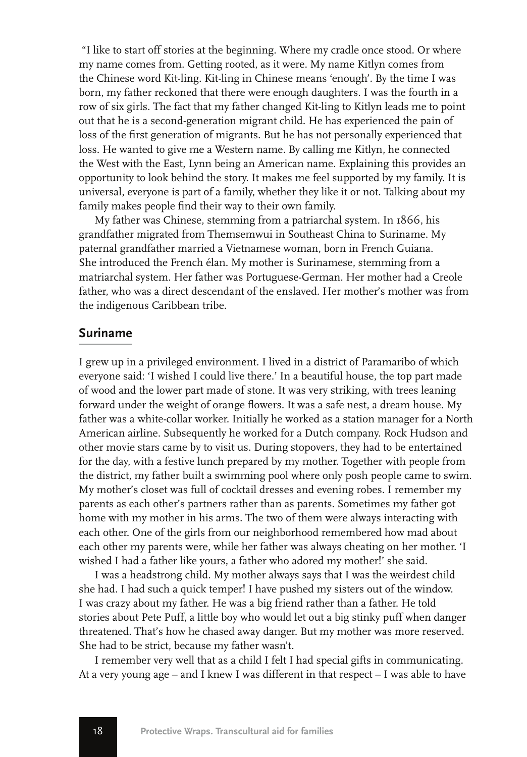"I like to start off stories at the beginning. Where my cradle once stood. Or where my name comes from. Getting rooted, as it were. My name Kitlyn comes from the Chinese word Kit-ling. Kit-ling in Chinese means 'enough'. By the time I was born, my father reckoned that there were enough daughters. I was the fourth in a row of six girls. The fact that my father changed Kit-ling to Kitlyn leads me to point out that he is a second-generation migrant child. He has experienced the pain of loss of the first generation of migrants. But he has not personally experienced that loss. He wanted to give me a Western name. By calling me Kitlyn, he connected the West with the East, Lynn being an American name. Explaining this provides an opportunity to look behind the story. It makes me feel supported by my family. It is universal, everyone is part of a family, whether they like it or not. Talking about my family makes people find their way to their own family.

My father was Chinese, stemming from a patriarchal system. In 1866, his grandfather migrated from Themsemwui in Southeast China to Suriname. My paternal grandfather married a Vietnamese woman, born in French Guiana. She introduced the French élan. My mother is Surinamese, stemming from a matriarchal system. Her father was Portuguese-German. Her mother had a Creole father, who was a direct descendant of the enslaved. Her mother's mother was from the indigenous Caribbean tribe.

## Suriname

I grew up in a privileged environment. I lived in a district of Paramaribo of which everyone said: 'I wished I could live there.' In a beautiful house, the top part made of wood and the lower part made of stone. It was very striking, with trees leaning forward under the weight of orange flowers. It was a safe nest, a dream house. My father was a white-collar worker. Initially he worked as a station manager for a North American airline. Subsequently he worked for a Dutch company. Rock Hudson and other movie stars came by to visit us. During stopovers, they had to be entertained for the day, with a festive lunch prepared by my mother. Together with people from the district, my father built a swimming pool where only posh people came to swim. My mother's closet was full of cocktail dresses and evening robes. I remember my parents as each other's partners rather than as parents. Sometimes my father got home with my mother in his arms. The two of them were always interacting with each other. One of the girls from our neighborhood remembered how mad about each other my parents were, while her father was always cheating on her mother. 'I wished I had a father like yours, a father who adored my mother!' she said.

I was a headstrong child. My mother always says that I was the weirdest child she had. I had such a quick temper! I have pushed my sisters out of the window. I was crazy about my father. He was a big friend rather than a father. He told stories about Pete Puff, a little boy who would let out a big stinky puff when danger threatened. That's how he chased away danger. But my mother was more reserved. She had to be strict, because my father wasn't.

I remember very well that as a child I felt I had special gifts in communicating. At a very young age – and I knew I was different in that respect – I was able to have